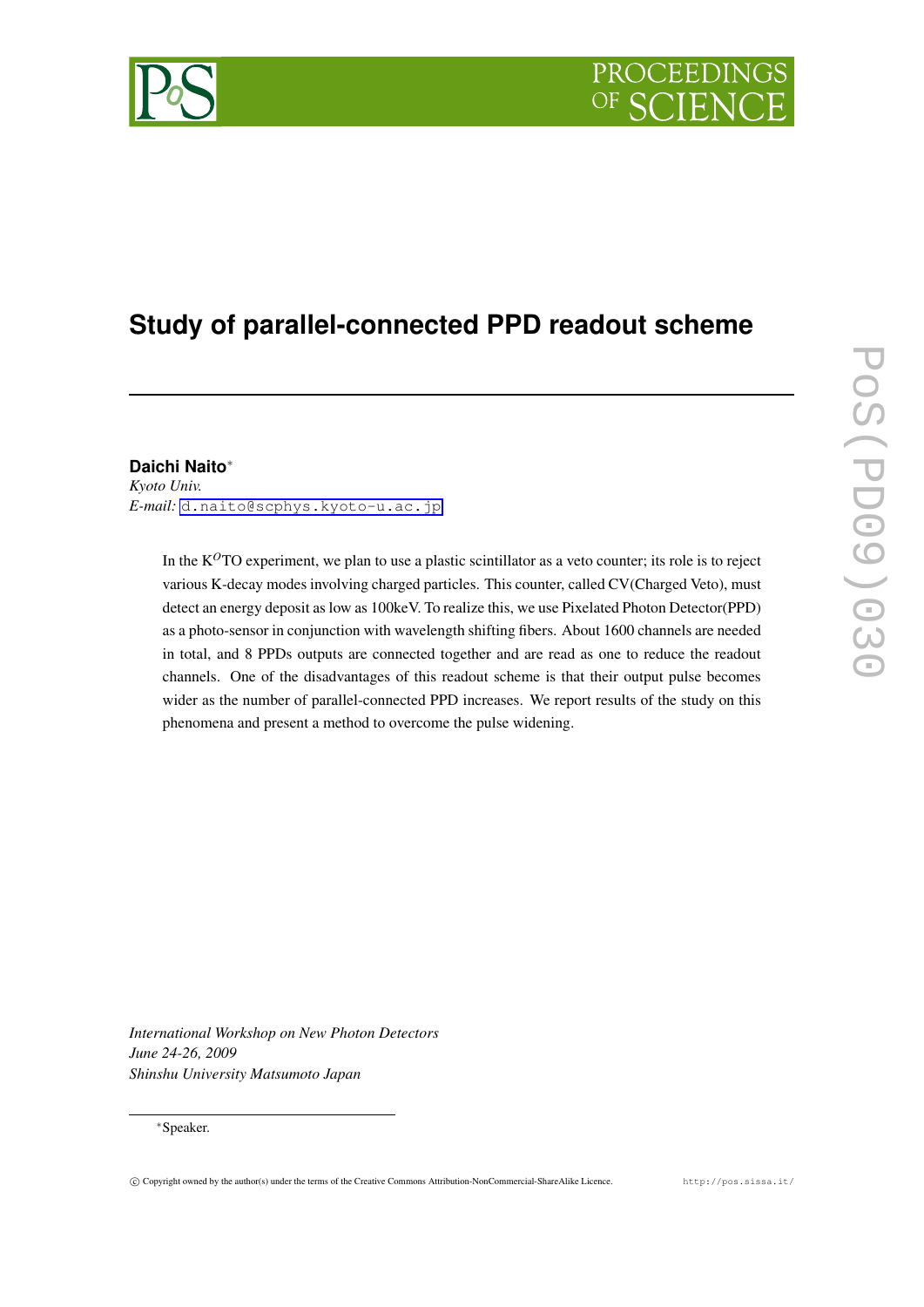# Study of parallel-connected PPD readout scheme

**Daichi Naito***

*Kyoto Univ.*

*E-mail:* d.naito@scphys.kyoto-u.ac.jp

In the $K^{O}$TO experiment, we plan to use a plastic scintillator as a veto counter; its role is to reject various K-decay modes involving charged particles. This counter, called CV(Charged Veto), must detect an energy deposit as low as 100keV. To realize this, we use Pixelated Photon Detector(PPD) as a photo-sensor in conjunction with wavelength shifting fibers. About 1600 channels are needed in total, and 8 PPDs outputs are connected together and are read as one to reduce the readout channels. One of the disadvantages of this readout scheme is that their output pulse becomes wider as the number of parallel-connected PPD increases. We report results of the study on this phenomena and present a method to overcome the pulse widening.

*International Workshop on New Photon Detectors*
*June 24-26, 2009*
*Shinshu University Matsumoto Japan*

*Speaker.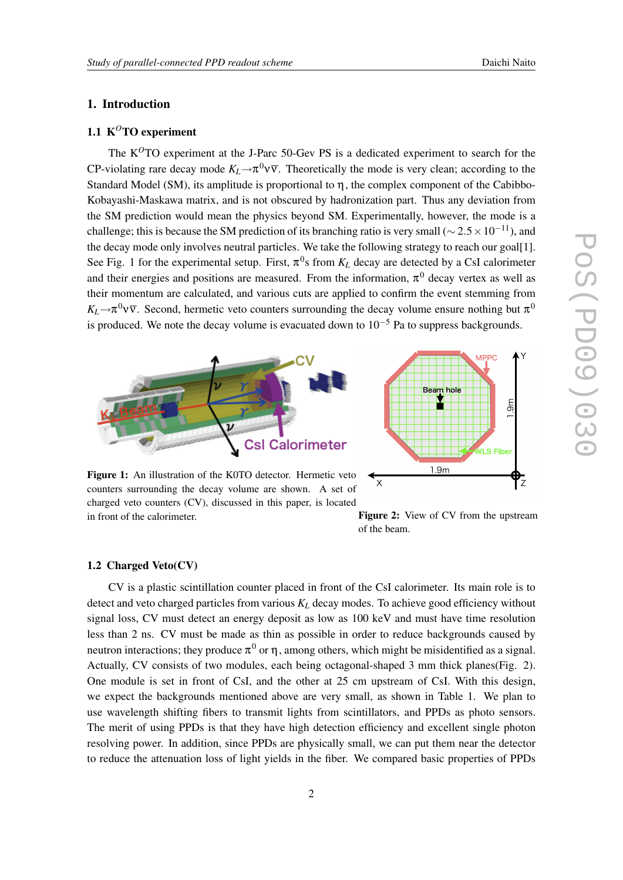## 1. Introduction

### 1.1 K$^O$TO experiment

The K$^O$TO experiment at the J-Parc 50-Gev PS is a dedicated experiment to search for the CP-violating rare decay mode $K_L \to \pi^0 \nu\bar{\nu}$. Theoretically the mode is very clean; according to the Standard Model (SM), its amplitude is proportional to $\eta$, the complex component of the Cabibbo-Kobayashi-Maskawa matrix, and is not obscured by hadronization part. Thus any deviation from the SM prediction would mean the physics beyond SM. Experimentally, however, the mode is a challenge; this is because the SM prediction of its branching ratio is very small ($\sim 2.5 \times 10^{-11}$), and the decay mode only involves neutral particles. We take the following strategy to reach our goal[1]. See Fig. 1 for the experimental setup. First, $\pi^0$s from $K_L$ decay are detected by a CsI calorimeter and their energies and positions are measured. From the information, $\pi^0$ decay vertex as well as their momentum are calculated, and various cuts are applied to confirm the event stemming from $K_L \to \pi^0 \nu\bar{\nu}$. Second, hermetic veto counters surrounding the decay volume ensure nothing but $\pi^0$ is produced. We note the decay volume is evacuated down to $10^{-5}$ Pa to suppress backgrounds.

**Figure 1:** An illustration of the K0TO detector. Hermetic veto counters surrounding the decay volume are shown. A set of charged veto counters (CV), discussed in this paper, is located in front of the calorimeter.

**Figure 2:** View of CV from the upstream of the beam.

### 1.2 Charged Veto(CV)

CV is a plastic scintillation counter placed in front of the CsI calorimeter. Its main role is to detect and veto charged particles from various $K_L$ decay modes. To achieve good efficiency without signal loss, CV must detect an energy deposit as low as 100 keV and must have time resolution less than 2 ns. CV must be made as thin as possible in order to reduce backgrounds caused by neutron interactions; they produce $\pi^0$ or $\eta$, among others, which might be misidentified as a signal. Actually, CV consists of two modules, each being octagonal-shaped 3 mm thick planes(Fig. 2). One module is set in front of CsI, and the other at 25 cm upstream of CsI. With this design, we expect the backgrounds mentioned above are very small, as shown in Table 1. We plan to use wavelength shifting fibers to transmit lights from scintillators, and PPDs as photo sensors. The merit of using PPDs is that they have high detection efficiency and excellent single photon resolving power. In addition, since PPDs are physically small, we can put them near the detector to reduce the attenuation loss of light yields in the fiber. We compared basic properties of PPDs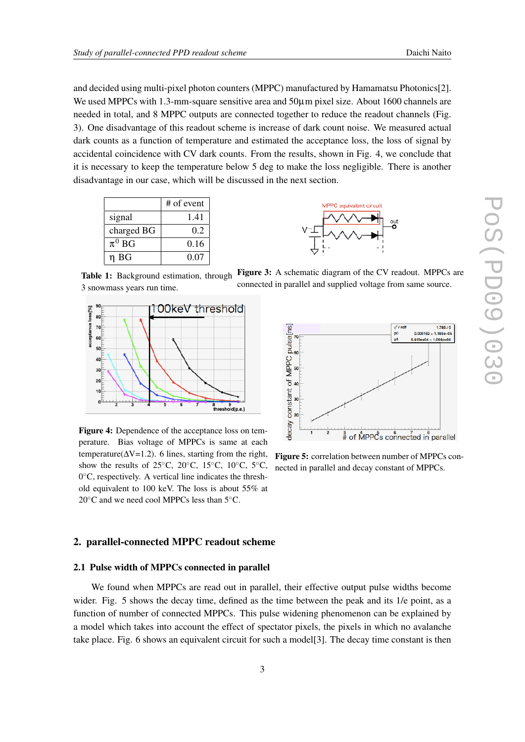and decided using multi-pixel photon counters (MPPC) manufactured by Hamamatsu Photonics[2]. We used MPPCs with 1.3-mm-square sensitive area and 50$\mu$m pixel size. About 1600 channels are needed in total, and 8 MPPC outputs are connected together to reduce the readout channels (Fig. 3). One disadvantage of this readout scheme is increase of dark count noise. We measured actual dark counts as a function of temperature and estimated the acceptance loss, the loss of signal by accidental coincidence with CV dark counts. From the results, shown in Fig. 4, we conclude that it is necessary to keep the temperature below 5 deg to make the loss negligible. There is another disadvantage in our case, which will be discussed in the next section.

| | # of event |
|---|---|
| signal | 1.41 |
| charged BG | 0.2 |
| $\pi^0$ BG | 0.16 |
| $\eta$ BG | 0.07 |

**Table 1:** Background estimation, through 3 snowmass years run time.

**Figure 3:** A schematic diagram of the CV readout. MPPCs are connected in parallel and supplied voltage from same source.

**Figure 4:** Dependence of the acceptance loss on temperature. Bias voltage of MPPCs is same at each temperature($\Delta$V=1.2). 6 lines, starting from the right, show the results of 25°C, 20°C, 15°C, 10°C, 5°C, 0°C, respectively. A vertical line indicates the threshold equivalent to 100 keV. The loss is about 55% at 20°C and we need cool MPPCs less than 5°C.

**Figure 5:** correlation between number of MPPCs connected in parallel and decay constant of MPPCs.

## 2. parallel-connected MPPC readout scheme

### 2.1 Pulse width of MPPCs connected in parallel

We found when MPPCs are read out in parallel, their effective output pulse widths become wider. Fig. 5 shows the decay time, defined as the time between the peak and its 1/e point, as a function of number of connected MPPCs. This pulse widening phenomenon can be explained by a model which takes into account the effect of spectator pixels, the pixels in which no avalanche take place. Fig. 6 shows an equivalent circuit for such a model[3]. The decay time constant is then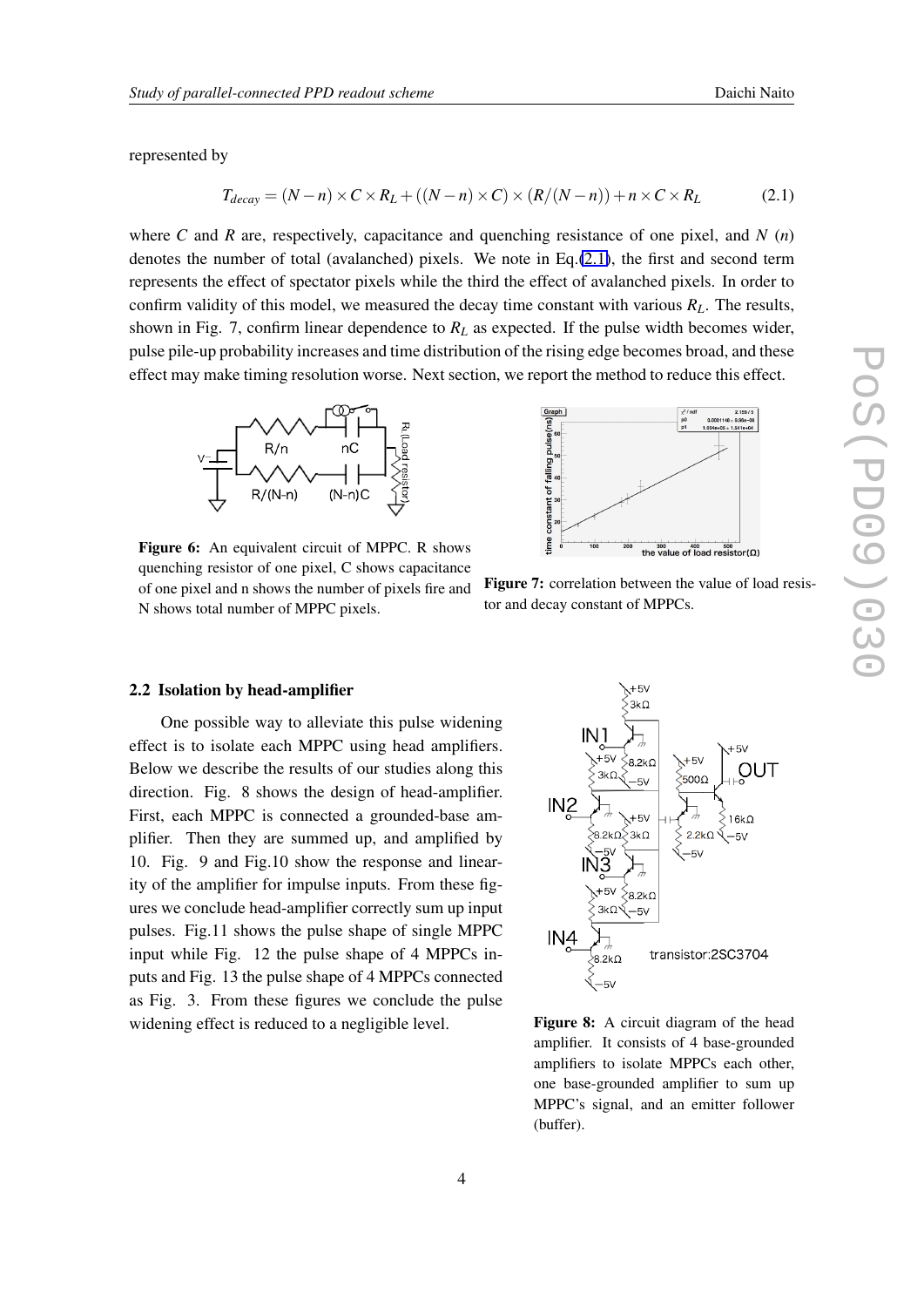represented by

$$T_{decay} = (N-n) \times C \times R_L + ((N-n) \times C) \times (R/(N-n)) + n \times C \times R_L \tag{2.1}$$

where $C$ and $R$ are, respectively, capacitance and quenching resistance of one pixel, and $N$ ($n$) denotes the number of total (avalanched) pixels. We note in Eq.(2.1), the first and second term represents the effect of spectator pixels while the third the effect of avalanched pixels. In order to confirm validity of this model, we measured the decay time constant with various $R_L$. The results, shown in Fig. 7, confirm linear dependence to $R_L$ as expected. If the pulse width becomes wider, pulse pile-up probability increases and time distribution of the rising edge becomes broad, and these effect may make timing resolution worse. Next section, we report the method to reduce this effect.

**Figure 6:** An equivalent circuit of MPPC. R shows quenching resistor of one pixel, C shows capacitance of one pixel and n shows the number of pixels fire and N shows total number of MPPC pixels.

**Figure 7:** correlation between the value of load resistor and decay constant of MPPCs.

### 2.2 Isolation by head-amplifier

One possible way to alleviate this pulse widening effect is to isolate each MPPC using head amplifiers. Below we describe the results of our studies along this direction. Fig. 8 shows the design of head-amplifier. First, each MPPC is connected a grounded-base amplifier. Then they are summed up, and amplified by 10. Fig. 9 and Fig.10 show the response and linearity of the amplifier for impulse inputs. From these figures we conclude head-amplifier correctly sum up input pulses. Fig.11 shows the pulse shape of single MPPC input while Fig. 12 the pulse shape of 4 MPPCs inputs and Fig. 13 the pulse shape of 4 MPPCs connected as Fig. 3. From these figures we conclude the pulse widening effect is reduced to a negligible level.

**Figure 8:** A circuit diagram of the head amplifier. It consists of 4 base-grounded amplifiers to isolate MPPCs each other, one base-grounded amplifier to sum up MPPC's signal, and an emitter follower (buffer).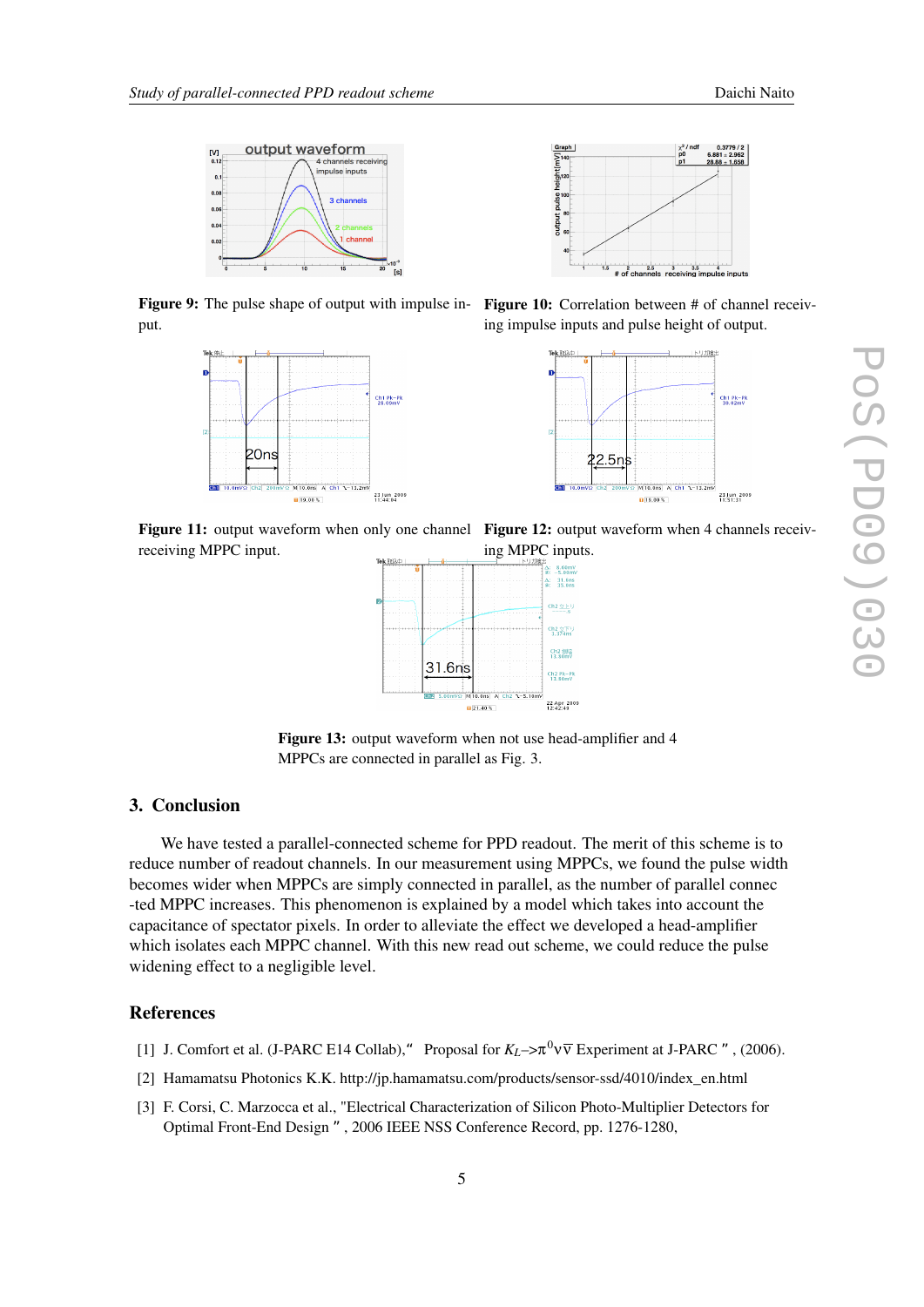**Figure 9:** The pulse shape of output with impulse input.

**Figure 10:** Correlation between # of channel receiving impulse inputs and pulse height of output.

**Figure 11:** output waveform when only one channel receiving MPPC input.

**Figure 12:** output waveform when 4 channels receiving MPPC inputs.

**Figure 13:** output waveform when not use head-amplifier and 4 MPPCs are connected in parallel as Fig. 3.

## 3. Conclusion

We have tested a parallel-connected scheme for PPD readout. The merit of this scheme is to reduce number of readout channels. In our measurement using MPPCs, we found the pulse width becomes wider when MPPCs are simply connected in parallel, as the number of parallel connec -ted MPPC increases. This phenomenon is explained by a model which takes into account the capacitance of spectator pixels. In order to alleviate the effect we developed a head-amplifier which isolates each MPPC channel. With this new read out scheme, we could reduce the pulse widening effect to a negligible level.

## References

[1] J. Comfort et al. (J-PARC E14 Collab),“ Proposal for $K_L \rightarrow \pi^0 \nu \bar{\nu}$ Experiment at J-PARC ” , (2006).

[2] Hamamatsu Photonics K.K. http://jp.hamamatsu.com/products/sensor-ssd/4010/index_en.html

[3] F. Corsi, C. Marzocca et al., "Electrical Characterization of Silicon Photo-Multiplier Detectors for Optimal Front-End Design ” , 2006 IEEE NSS Conference Record, pp. 1276-1280,